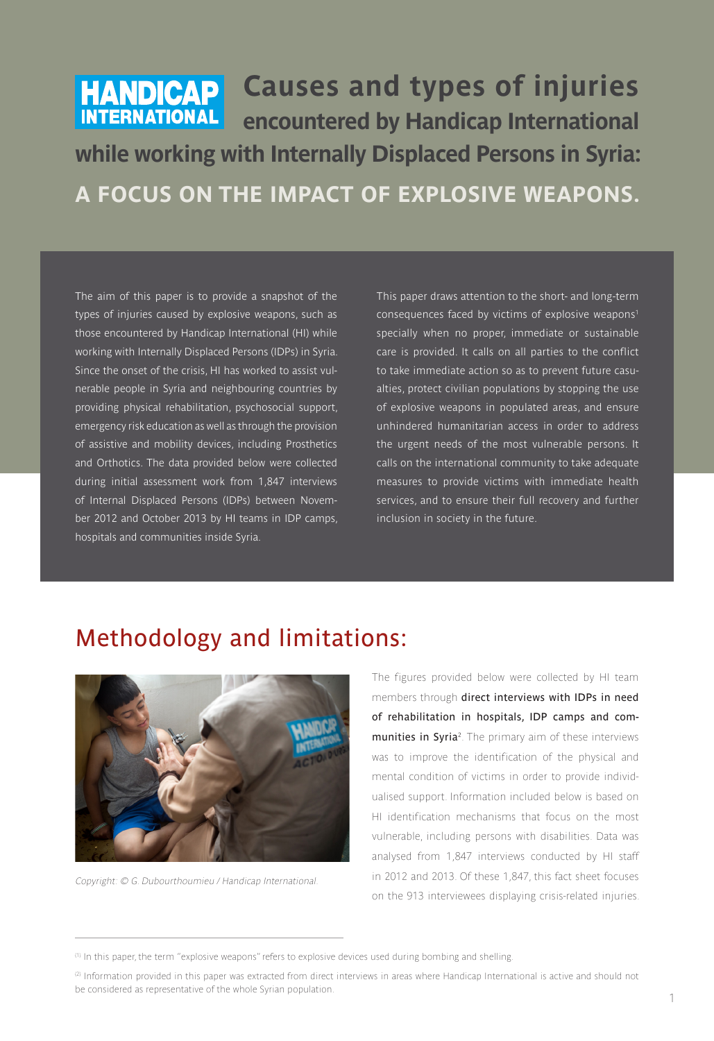# HANDICAP INTERNATIONAL Causes and types of injuries encountered by Handicap International while working with Internally Displaced Persons in Syria: A FOCUS ON THE IMPACT OF EXPLOSIVE WEAPONS.

The aim of this paper is to provide a snapshot of the types of injuries caused by explosive weapons, such as those encountered by Handicap International (HI) while working with Internally Displaced Persons (IDPs) in Syria. Since the onset of the crisis, HI has worked to assist vulnerable people in Syria and neighbouring countries by providing physical rehabilitation, psychosocial support, emergency risk education as well as through the provision of assistive and mobility devices, including Prosthetics and Orthotics. The data provided below were collected during initial assessment work from 1,847 interviews of Internal Displaced Persons (IDPs) between November 2012 and October 2013 by HI teams in IDP camps, hospitals and communities inside Syria.

This paper draws attention to the short- and long-term consequences faced by victims of explosive weapons[1] specially when no proper, immediate or sustainable care is provided. It calls on all parties to the conflict to take immediate action so as to prevent future casualties, protect civilian populations by stopping the use of explosive weapons in populated areas, and ensure unhindered humanitarian access in order to address the urgent needs of the most vulnerable persons. It calls on the international community to take adequate measures to provide victims with immediate health services, and to ensure their full recovery and further inclusion in society in the future.

## Methodology and limitations:

*Copyright: © G. Dubourthoumieu / Handicap International.*

The figures provided below were collected by HI team members through **direct interviews with IDPs in need of rehabilitation in hospitals, IDP camps and communities in Syria**[2]. The primary aim of these interviews was to improve the identification of the physical and mental condition of victims in order to provide individualised support. Information included below is based on HI identification mechanisms that focus on the most vulnerable, including persons with disabilities. Data was analysed from 1,847 interviews conducted by HI staff in 2012 and 2013. Of these 1,847, this fact sheet focuses on the 913 interviewees displaying crisis-related injuries.

---

[1] In this paper, the term "explosive weapons" refers to explosive devices used during bombing and shelling.

[2] Information provided in this paper was extracted from direct interviews in areas where Handicap International is active and should not be considered as representative of the whole Syrian population.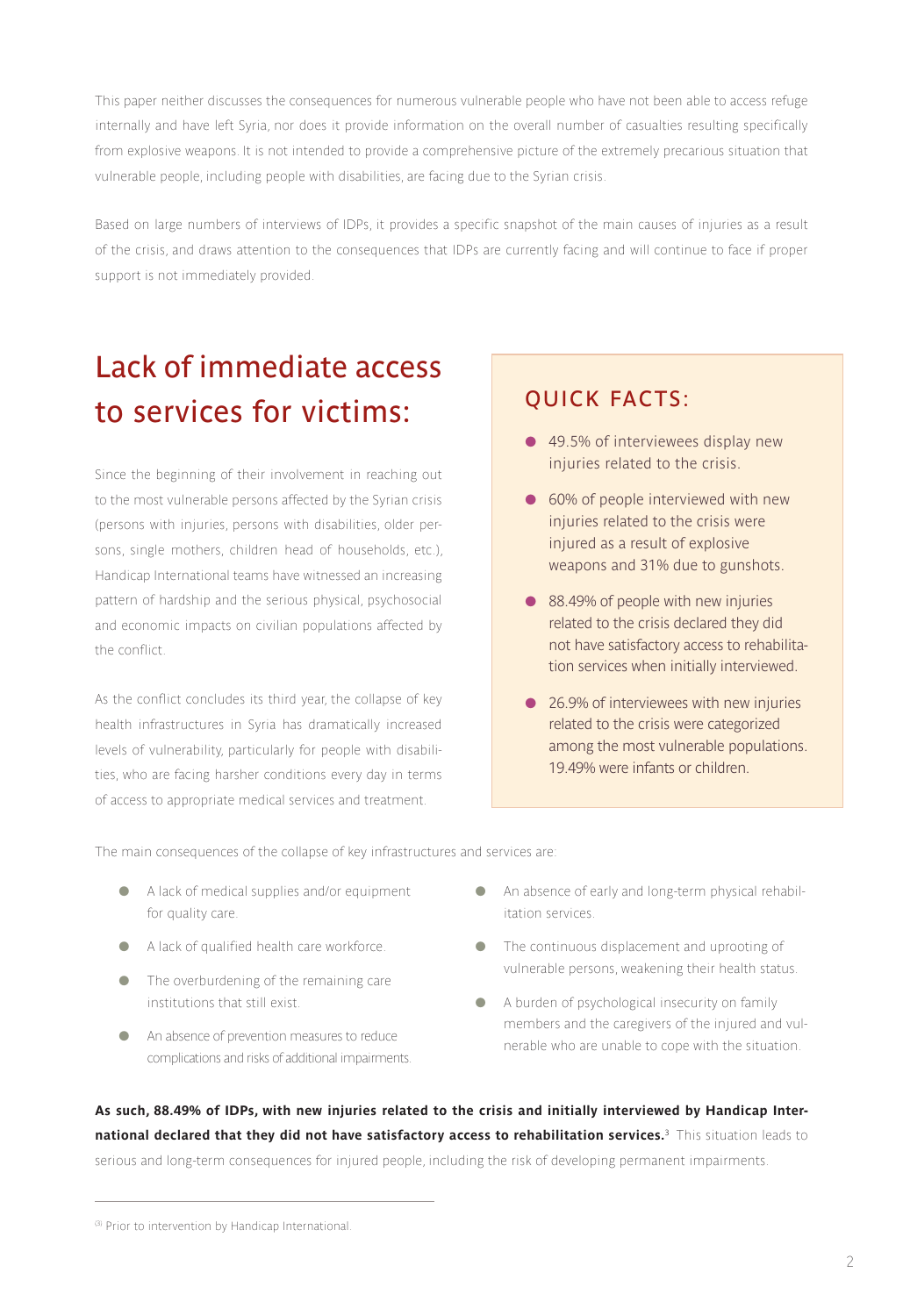This paper neither discusses the consequences for numerous vulnerable people who have not been able to access refuge internally and have left Syria, nor does it provide information on the overall number of casualties resulting specifically from explosive weapons. It is not intended to provide a comprehensive picture of the extremely precarious situation that vulnerable people, including people with disabilities, are facing due to the Syrian crisis.

Based on large numbers of interviews of IDPs, it provides a specific snapshot of the main causes of injuries as a result of the crisis, and draws attention to the consequences that IDPs are currently facing and will continue to face if proper support is not immediately provided.

## Lack of immediate access to services for victims:

Since the beginning of their involvement in reaching out to the most vulnerable persons affected by the Syrian crisis (persons with injuries, persons with disabilities, older persons, single mothers, children head of households, etc.), Handicap International teams have witnessed an increasing pattern of hardship and the serious physical, psychosocial and economic impacts on civilian populations affected by the conflict.

As the conflict concludes its third year, the collapse of key health infrastructures in Syria has dramatically increased levels of vulnerability, particularly for people with disabilities, who are facing harsher conditions every day in terms of access to appropriate medical services and treatment.

### QUICK FACTS:

- 49.5% of interviewees display new injuries related to the crisis.
- 60% of people interviewed with new injuries related to the crisis were injured as a result of explosive weapons and 31% due to gunshots.
- 88.49% of people with new injuries related to the crisis declared they did not have satisfactory access to rehabilitation services when initially interviewed.
- 26.9% of interviewees with new injuries related to the crisis were categorized among the most vulnerable populations. 19.49% were infants or children.

The main consequences of the collapse of key infrastructures and services are:

- A lack of medical supplies and/or equipment for quality care.
- A lack of qualified health care workforce.
- The overburdening of the remaining care institutions that still exist.
- An absence of prevention measures to reduce complications and risks of additional impairments.
- An absence of early and long-term physical rehabilitation services.
- The continuous displacement and uprooting of vulnerable persons, weakening their health status.
- A burden of psychological insecurity on family members and the caregivers of the injured and vulnerable who are unable to cope with the situation.

**As such, 88.49% of IDPs, with new injuries related to the crisis and initially interviewed by Handicap International declared that they did not have satisfactory access to rehabilitation services.**[3] This situation leads to serious and long-term consequences for injured people, including the risk of developing permanent impairments.

---

[3] Prior to intervention by Handicap International.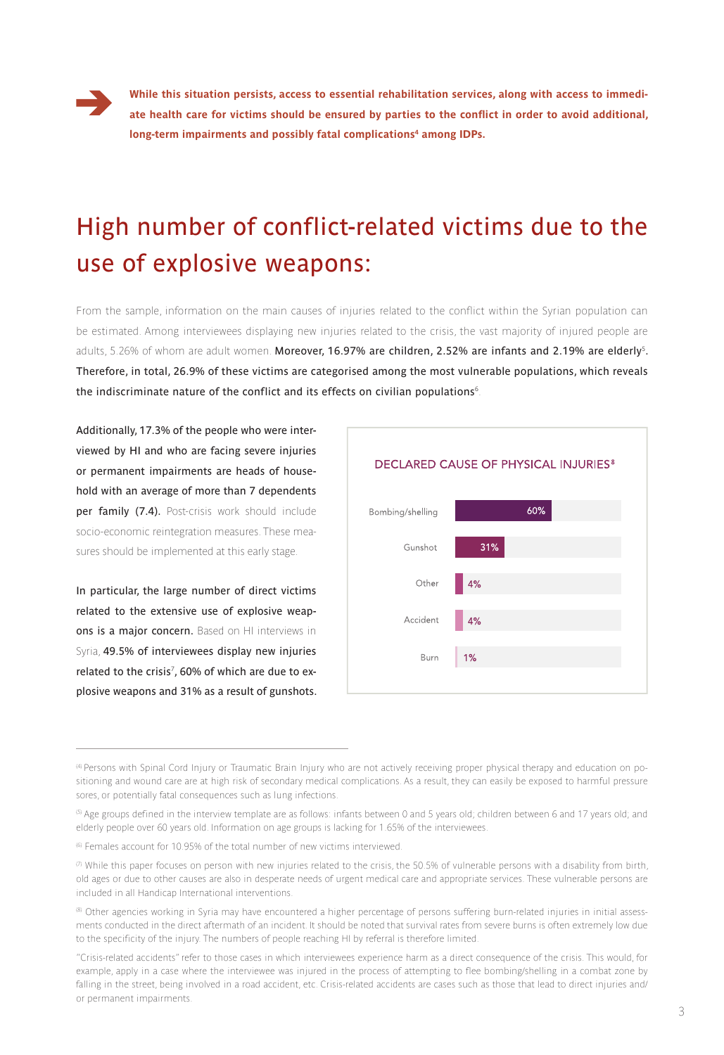**While this situation persists, access to essential rehabilitation services, along with access to immediate health care for victims should be ensured by parties to the conflict in order to avoid additional, long-term impairments and possibly fatal complications[4] among IDPs.**

# High number of conflict-related victims due to the use of explosive weapons:

From the sample, information on the main causes of injuries related to the conflict within the Syrian population can be estimated. Among interviewees displaying new injuries related to the crisis, the vast majority of injured people are adults, 5.26% of whom are adult women. Moreover, 16.97% are children, 2.52% are infants and 2.19% are elderly[5]. Therefore, in total, 26.9% of these victims are categorised among the most vulnerable populations, which reveals the indiscriminate nature of the conflict and its effects on civilian populations[6].

Additionally, 17.3% of the people who were interviewed by HI and who are facing severe injuries or permanent impairments are heads of household with an average of more than 7 dependents per family (7.4). Post-crisis work should include socio-economic reintegration measures. These measures should be implemented at this early stage.

In particular, the large number of direct victims related to the extensive use of explosive weapons is a major concern. Based on HI interviews in Syria, 49.5% of interviewees display new injuries related to the crisis[7], 60% of which are due to explosive weapons and 31% as a result of gunshots.

**DECLARED CAUSE OF PHYSICAL INJURIES[8]**

| Cause | % |
|---|---|
| Bombing/shelling | 60% |
| Gunshot | 31% |
| Other | 4% |
| Accident | 4% |
| Burn | 1% |

---

[4] Persons with Spinal Cord Injury or Traumatic Brain Injury who are not actively receiving proper physical therapy and education on positioning and wound care are at high risk of secondary medical complications. As a result, they can easily be exposed to harmful pressure sores, or potentially fatal consequences such as lung infections.

[5] Age groups defined in the interview template are as follows: infants between 0 and 5 years old; children between 6 and 17 years old; and elderly people over 60 years old. Information on age groups is lacking for 1.65% of the interviewees.

[6] Females account for 10.95% of the total number of new victims interviewed.

[7] While this paper focuses on person with new injuries related to the crisis, the 50.5% of vulnerable persons with a disability from birth, old ages or due to other causes are also in desperate needs of urgent medical care and appropriate services. These vulnerable persons are included in all Handicap International interventions.

[8] Other agencies working in Syria may have encountered a higher percentage of persons suffering burn-related injuries in initial assessments conducted in the direct aftermath of an incident. It should be noted that survival rates from severe burns is often extremely low due to the specificity of the injury. The numbers of people reaching HI by referral is therefore limited.

"Crisis-related accidents" refer to those cases in which interviewees experience harm as a direct consequence of the crisis. This would, for example, apply in a case where the interviewee was injured in the process of attempting to flee bombing/shelling in a combat zone by falling in the street, being involved in a road accident, etc. Crisis-related accidents are cases such as those that lead to direct injuries and/or permanent impairments.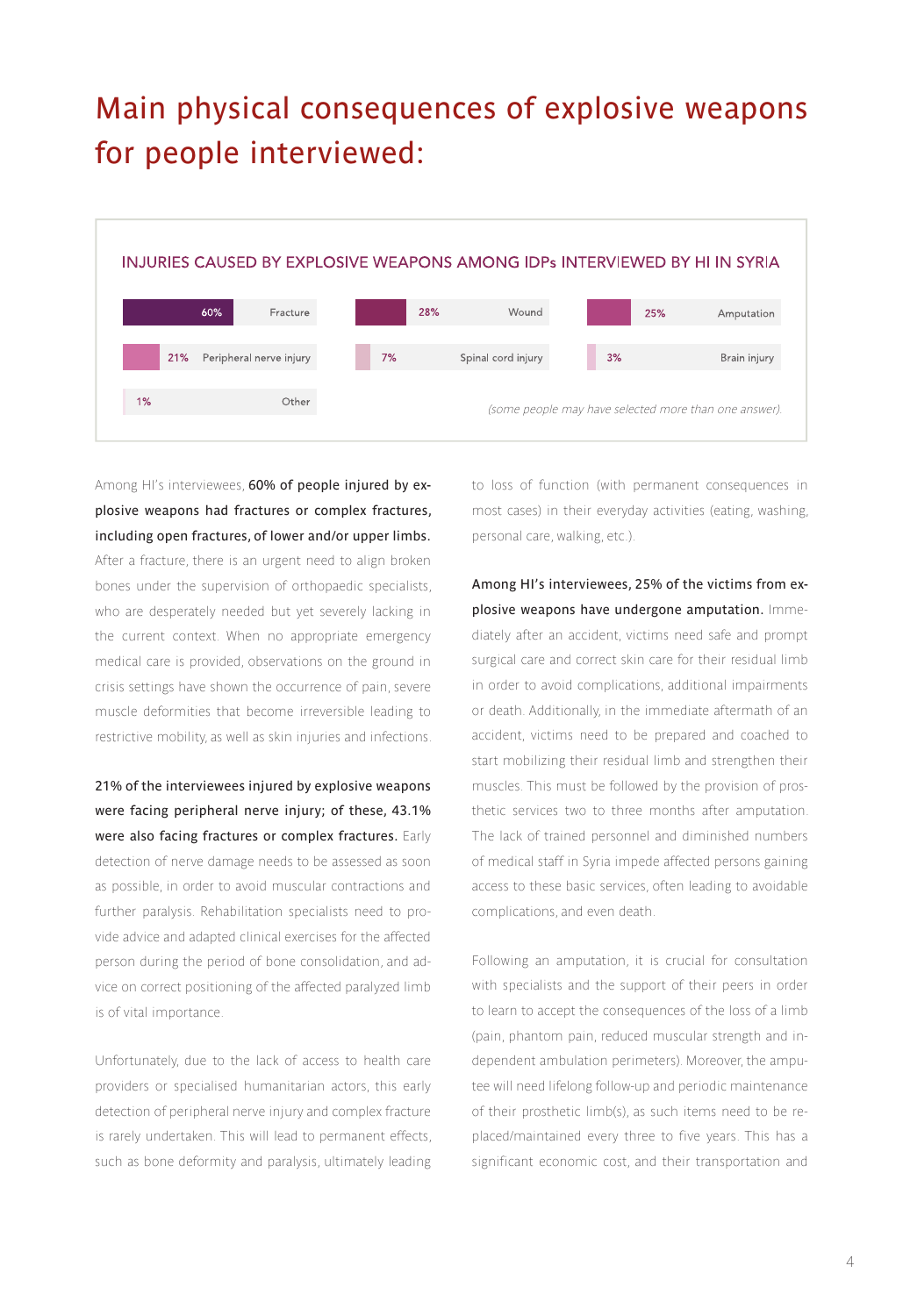# Main physical consequences of explosive weapons for people interviewed:

INJURIES CAUSED BY EXPLOSIVE WEAPONS AMONG IDPs INTERVIEWED BY HI IN SYRIA

| Injury | % |
|---|---|
| Fracture | 60% |
| Wound | 28% |
| Amputation | 25% |
| Peripheral nerve injury | 21% |
| Spinal cord injury | 7% |
| Brain injury | 3% |
| Other | 1% |

*(some people may have selected more than one answer).*

Among HI's interviewees, **60% of people injured by explosive weapons had fractures or complex fractures, including open fractures, of lower and/or upper limbs.** After a fracture, there is an urgent need to align broken bones under the supervision of orthopaedic specialists, who are desperately needed but yet severely lacking in the current context. When no appropriate emergency medical care is provided, observations on the ground in crisis settings have shown the occurrence of pain, severe muscle deformities that become irreversible leading to restrictive mobility, as well as skin injuries and infections.

**21% of the interviewees injured by explosive weapons were facing peripheral nerve injury; of these, 43.1% were also facing fractures or complex fractures.** Early detection of nerve damage needs to be assessed as soon as possible, in order to avoid muscular contractions and further paralysis. Rehabilitation specialists need to provide advice and adapted clinical exercises for the affected person during the period of bone consolidation, and advice on correct positioning of the affected paralyzed limb is of vital importance.

Unfortunately, due to the lack of access to health care providers or specialised humanitarian actors, this early detection of peripheral nerve injury and complex fracture is rarely undertaken. This will lead to permanent effects, such as bone deformity and paralysis, ultimately leading to loss of function (with permanent consequences in most cases) in their everyday activities (eating, washing, personal care, walking, etc.).

**Among HI's interviewees, 25% of the victims from explosive weapons have undergone amputation.** Immediately after an accident, victims need safe and prompt surgical care and correct skin care for their residual limb in order to avoid complications, additional impairments or death. Additionally, in the immediate aftermath of an accident, victims need to be prepared and coached to start mobilizing their residual limb and strengthen their muscles. This must be followed by the provision of prosthetic services two to three months after amputation. The lack of trained personnel and diminished numbers of medical staff in Syria impede affected persons gaining access to these basic services, often leading to avoidable complications, and even death.

Following an amputation, it is crucial for consultation with specialists and the support of their peers in order to learn to accept the consequences of the loss of a limb (pain, phantom pain, reduced muscular strength and independent ambulation perimeters). Moreover, the amputee will need lifelong follow-up and periodic maintenance of their prosthetic limb(s), as such items need to be replaced/maintained every three to five years. This has a significant economic cost, and their transportation and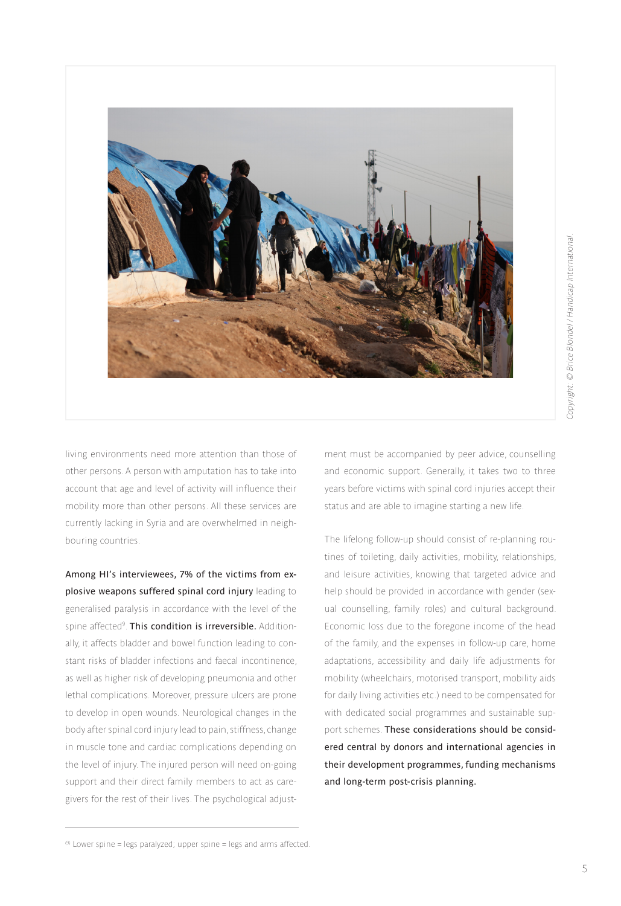Copyright: © Brice Blondel / Handicap International.

living environments need more attention than those of other persons. A person with amputation has to take into account that age and level of activity will influence their mobility more than other persons. All these services are currently lacking in Syria and are overwhelmed in neighbouring countries.

**Among HI's interviewees, 7% of the victims from explosive weapons suffered spinal cord injury** leading to generalised paralysis in accordance with the level of the spine affected[9]. **This condition is irreversible.** Additionally, it affects bladder and bowel function leading to constant risks of bladder infections and faecal incontinence, as well as higher risk of developing pneumonia and other lethal complications. Moreover, pressure ulcers are prone to develop in open wounds. Neurological changes in the body after spinal cord injury lead to pain, stiffness, change in muscle tone and cardiac complications depending on the level of injury. The injured person will need on-going support and their direct family members to act as caregivers for the rest of their lives. The psychological adjustment must be accompanied by peer advice, counselling and economic support. Generally, it takes two to three years before victims with spinal cord injuries accept their status and are able to imagine starting a new life.

The lifelong follow-up should consist of re-planning routines of toileting, daily activities, mobility, relationships, and leisure activities, knowing that targeted advice and help should be provided in accordance with gender (sexual counselling, family roles) and cultural background. Economic loss due to the foregone income of the head of the family, and the expenses in follow-up care, home adaptations, accessibility and daily life adjustments for mobility (wheelchairs, motorised transport, mobility aids for daily living activities etc.) need to be compensated for with dedicated social programmes and sustainable support schemes. **These considerations should be considered central by donors and international agencies in their development programmes, funding mechanisms and long-term post-crisis planning.**

---

[9] Lower spine = legs paralyzed; upper spine = legs and arms affected.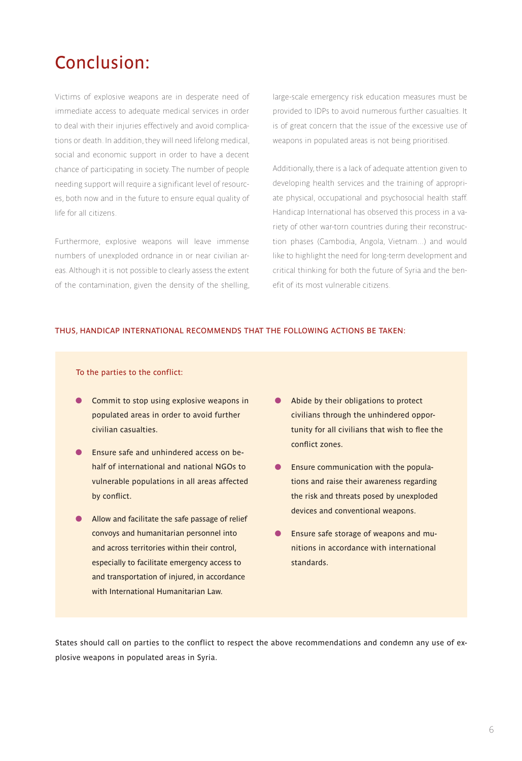# Conclusion:

Victims of explosive weapons are in desperate need of immediate access to adequate medical services in order to deal with their injuries effectively and avoid complications or death. In addition, they will need lifelong medical, social and economic support in order to have a decent chance of participating in society. The number of people needing support will require a significant level of resources, both now and in the future to ensure equal quality of life for all citizens.

Furthermore, explosive weapons will leave immense numbers of unexploded ordnance in or near civilian areas. Although it is not possible to clearly assess the extent of the contamination, given the density of the shelling, large-scale emergency risk education measures must be provided to IDPs to avoid numerous further casualties. It is of great concern that the issue of the excessive use of weapons in populated areas is not being prioritised.

Additionally, there is a lack of adequate attention given to developing health services and the training of appropriate physical, occupational and psychosocial health staff. Handicap International has observed this process in a variety of other war-torn countries during their reconstruction phases (Cambodia, Angola, Vietnam...) and would like to highlight the need for long-term development and critical thinking for both the future of Syria and the benefit of its most vulnerable citizens.

THUS, HANDICAP INTERNATIONAL RECOMMENDS THAT THE FOLLOWING ACTIONS BE TAKEN:

To the parties to the conflict:

- Commit to stop using explosive weapons in populated areas in order to avoid further civilian casualties.
- Ensure safe and unhindered access on behalf of international and national NGOs to vulnerable populations in all areas affected by conflict.
- Allow and facilitate the safe passage of relief convoys and humanitarian personnel into and across territories within their control, especially to facilitate emergency access to and transportation of injured, in accordance with International Humanitarian Law.
- Abide by their obligations to protect civilians through the unhindered opportunity for all civilians that wish to flee the conflict zones.
- Ensure communication with the populations and raise their awareness regarding the risk and threats posed by unexploded devices and conventional weapons.
- Ensure safe storage of weapons and munitions in accordance with international standards.

States should call on parties to the conflict to respect the above recommendations and condemn any use of explosive weapons in populated areas in Syria.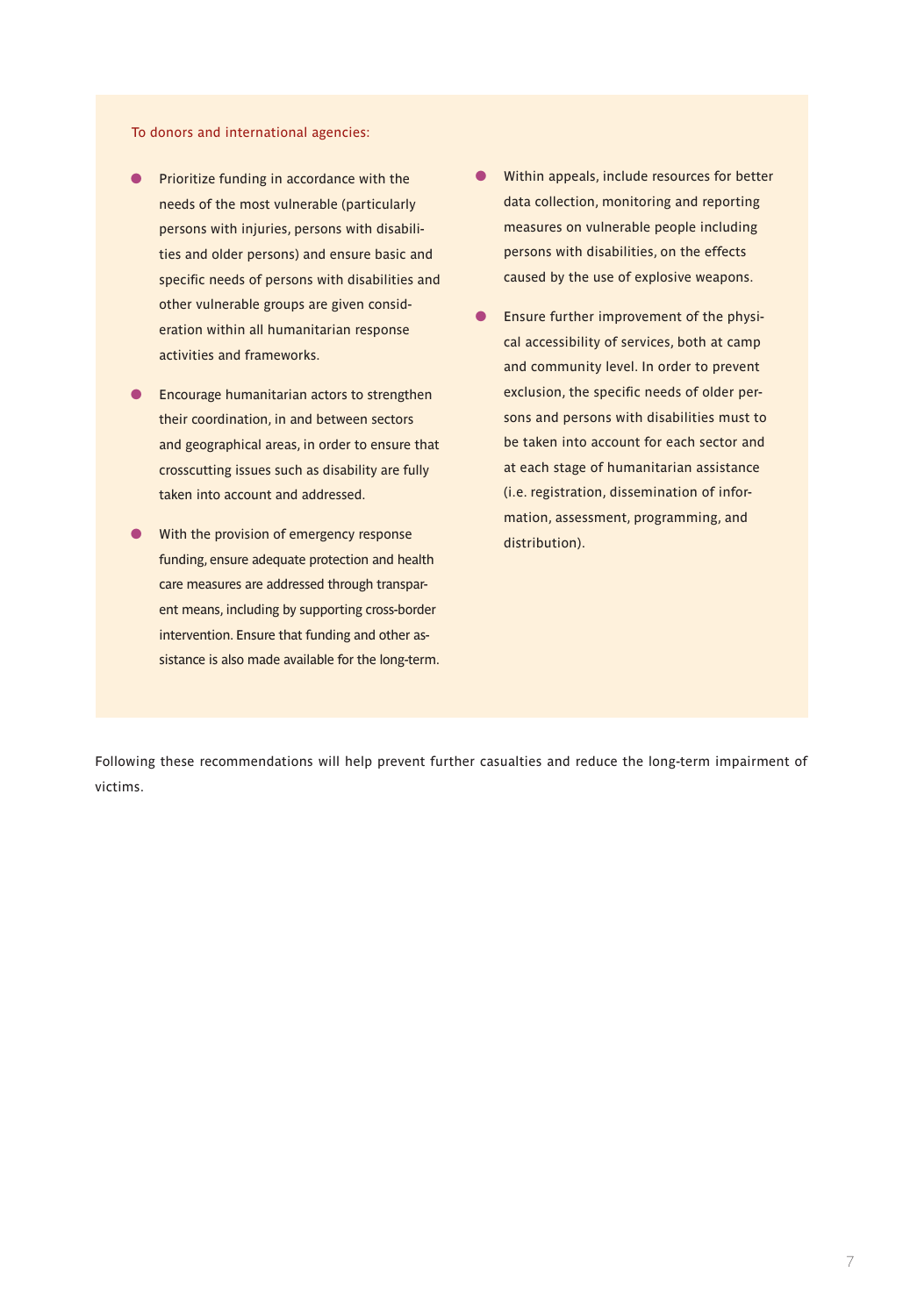To donors and international agencies:

- Prioritize funding in accordance with the needs of the most vulnerable (particularly persons with injuries, persons with disabilities and older persons) and ensure basic and specific needs of persons with disabilities and other vulnerable groups are given consideration within all humanitarian response activities and frameworks.
- Encourage humanitarian actors to strengthen their coordination, in and between sectors and geographical areas, in order to ensure that crosscutting issues such as disability are fully taken into account and addressed.
- With the provision of emergency response funding, ensure adequate protection and health care measures are addressed through transparent means, including by supporting cross-border intervention. Ensure that funding and other assistance is also made available for the long-term.
- Within appeals, include resources for better data collection, monitoring and reporting measures on vulnerable people including persons with disabilities, on the effects caused by the use of explosive weapons.
- Ensure further improvement of the physical accessibility of services, both at camp and community level. In order to prevent exclusion, the specific needs of older persons and persons with disabilities must to be taken into account for each sector and at each stage of humanitarian assistance (i.e. registration, dissemination of information, assessment, programming, and distribution).

Following these recommendations will help prevent further casualties and reduce the long-term impairment of victims.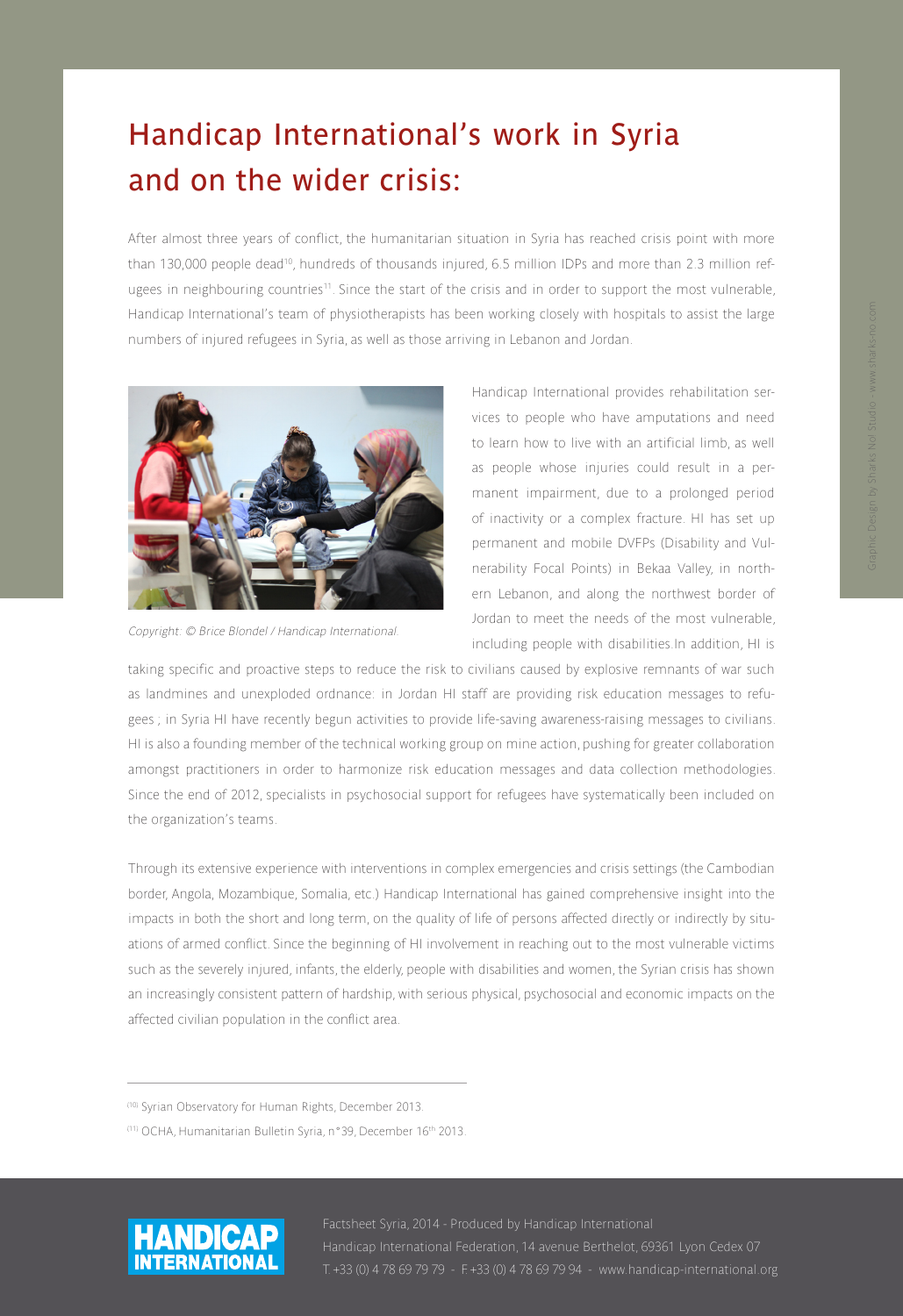# Handicap International's work in Syria and on the wider crisis:

After almost three years of conflict, the humanitarian situation in Syria has reached crisis point with more than 130,000 people dead[10], hundreds of thousands injured, 6.5 million IDPs and more than 2.3 million refugees in neighbouring countries[11]. Since the start of the crisis and in order to support the most vulnerable, Handicap International's team of physiotherapists has been working closely with hospitals to assist the large numbers of injured refugees in Syria, as well as those arriving in Lebanon and Jordan.

*Copyright: © Brice Blondel / Handicap International.*

Handicap International provides rehabilitation services to people who have amputations and need to learn how to live with an artificial limb, as well as people whose injuries could result in a permanent impairment, due to a prolonged period of inactivity or a complex fracture. HI has set up permanent and mobile DVFPs (Disability and Vulnerability Focal Points) in Bekaa Valley, in northern Lebanon, and along the northwest border of Jordan to meet the needs of the most vulnerable, including people with disabilities.In addition, HI is taking specific and proactive steps to reduce the risk to civilians caused by explosive remnants of war such as landmines and unexploded ordnance: in Jordan HI staff are providing risk education messages to refugees ; in Syria HI have recently begun activities to provide life-saving awareness-raising messages to civilians. HI is also a founding member of the technical working group on mine action, pushing for greater collaboration amongst practitioners in order to harmonize risk education messages and data collection methodologies. Since the end of 2012, specialists in psychosocial support for refugees have systematically been included on the organization's teams.

Through its extensive experience with interventions in complex emergencies and crisis settings (the Cambodian border, Angola, Mozambique, Somalia, etc.) Handicap International has gained comprehensive insight into the impacts in both the short and long term, on the quality of life of persons affected directly or indirectly by situations of armed conflict. Since the beginning of HI involvement in reaching out to the most vulnerable victims such as the severely injured, infants, the elderly, people with disabilities and women, the Syrian crisis has shown an increasingly consistent pattern of hardship, with serious physical, psychosocial and economic impacts on the affected civilian population in the conflict area.

---

[10] Syrian Observatory for Human Rights, December 2013.

[11] OCHA, Humanitarian Bulletin Syria, n°39, December 16th 2013.

Factsheet Syria, 2014 - Produced by Handicap International
Handicap International Federation, 14 avenue Berthelot, 69361 Lyon Cedex 07
T. +33 (0) 4 78 69 79 79 - F. +33 (0) 4 78 69 79 94 - www.handicap-international.org